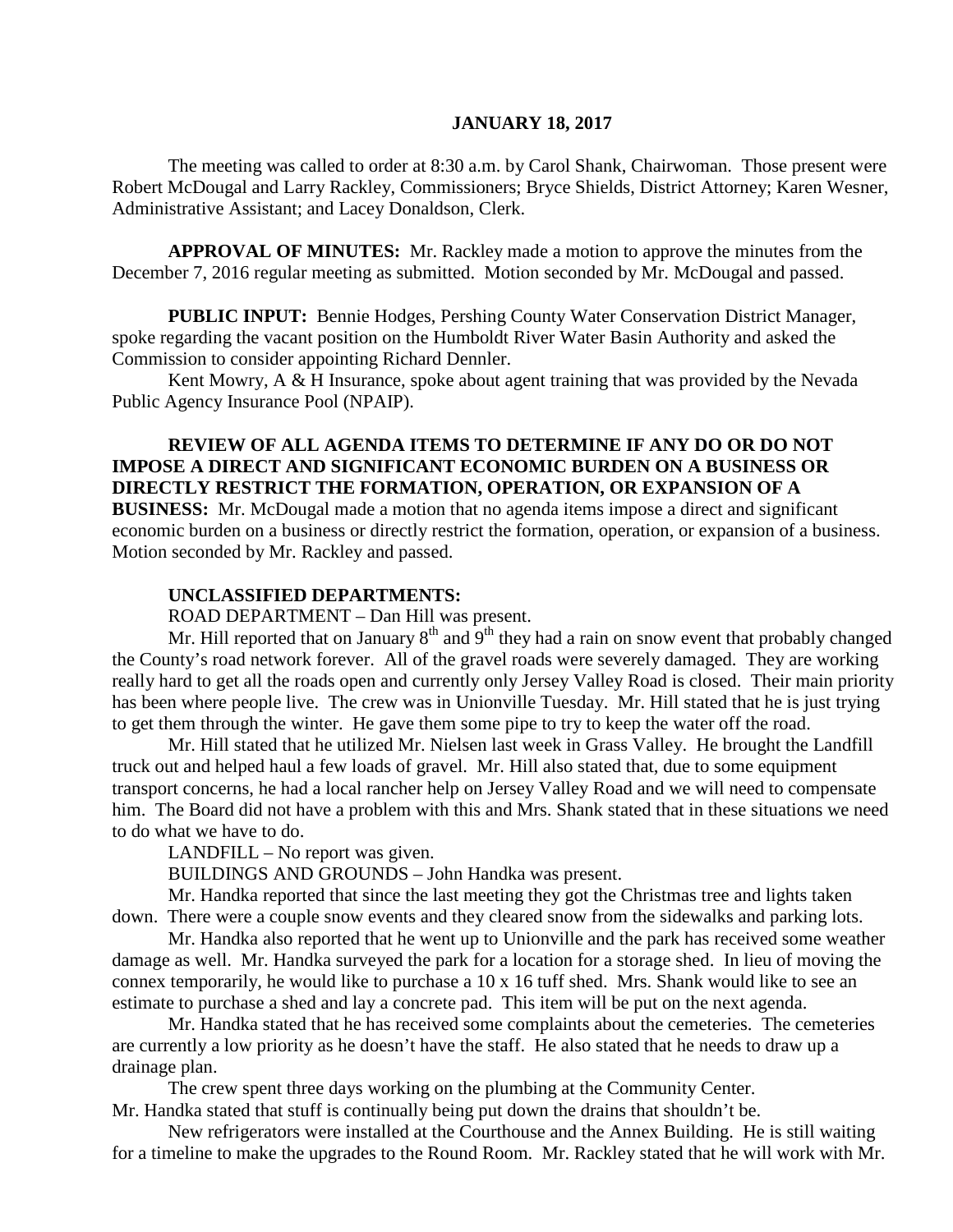**JANUARY 18, 2017**

The meeting was called to order at 8:30 a.m. by Carol Shank, Chairwoman. Those present were Robert McDougal and Larry Rackley, Commissioners; Bryce Shields, District Attorney; Karen Wesner, Administrative Assistant; and Lacey Donaldson, Clerk.

**APPROVAL OF MINUTES:** Mr. Rackley made a motion to approve the minutes from the December 7, 2016 regular meeting as submitted. Motion seconded by Mr. McDougal and passed.

**PUBLIC INPUT:** Bennie Hodges, Pershing County Water Conservation District Manager, spoke regarding the vacant position on the Humboldt River Water Basin Authority and asked the Commission to consider appointing Richard Dennler.

Kent Mowry, A & H Insurance, spoke about agent training that was provided by the Nevada Public Agency Insurance Pool (NPAIP).

**REVIEW OF ALL AGENDA ITEMS TO DETERMINE IF ANY DO OR DO NOT IMPOSE A DIRECT AND SIGNIFICANT ECONOMIC BURDEN ON A BUSINESS OR DIRECTLY RESTRICT THE FORMATION, OPERATION, OR EXPANSION OF A BUSINESS:** Mr. McDougal made a motion that no agenda items impose a direct and significant economic burden on a business or directly restrict the formation, operation, or expansion of a business. Motion seconded by Mr. Rackley and passed.

**UNCLASSIFIED DEPARTMENTS:**

ROAD DEPARTMENT – Dan Hill was present.

Mr. Hill reported that on January 8th and 9th they had a rain on snow event that probably changed the County's road network forever. All of the gravel roads were severely damaged. They are working really hard to get all the roads open and currently only Jersey Valley Road is closed. Their main priority has been where people live. The crew was in Unionville Tuesday. Mr. Hill stated that he is just trying to get them through the winter. He gave them some pipe to try to keep the water off the road.

Mr. Hill stated that he utilized Mr. Nielsen last week in Grass Valley. He brought the Landfill truck out and helped haul a few loads of gravel. Mr. Hill also stated that, due to some equipment transport concerns, he had a local rancher help on Jersey Valley Road and we will need to compensate him. The Board did not have a problem with this and Mrs. Shank stated that in these situations we need to do what we have to do.

LANDFILL – No report was given.

BUILDINGS AND GROUNDS – John Handka was present.

Mr. Handka reported that since the last meeting they got the Christmas tree and lights taken down. There were a couple snow events and they cleared snow from the sidewalks and parking lots.

Mr. Handka also reported that he went up to Unionville and the park has received some weather damage as well. Mr. Handka surveyed the park for a location for a storage shed. In lieu of moving the connex temporarily, he would like to purchase a 10 x 16 tuff shed. Mrs. Shank would like to see an estimate to purchase a shed and lay a concrete pad. This item will be put on the next agenda.

Mr. Handka stated that he has received some complaints about the cemeteries. The cemeteries are currently a low priority as he doesn't have the staff. He also stated that he needs to draw up a drainage plan.

The crew spent three days working on the plumbing at the Community Center. Mr. Handka stated that stuff is continually being put down the drains that shouldn't be.

New refrigerators were installed at the Courthouse and the Annex Building. He is still waiting for a timeline to make the upgrades to the Round Room. Mr. Rackley stated that he will work with Mr.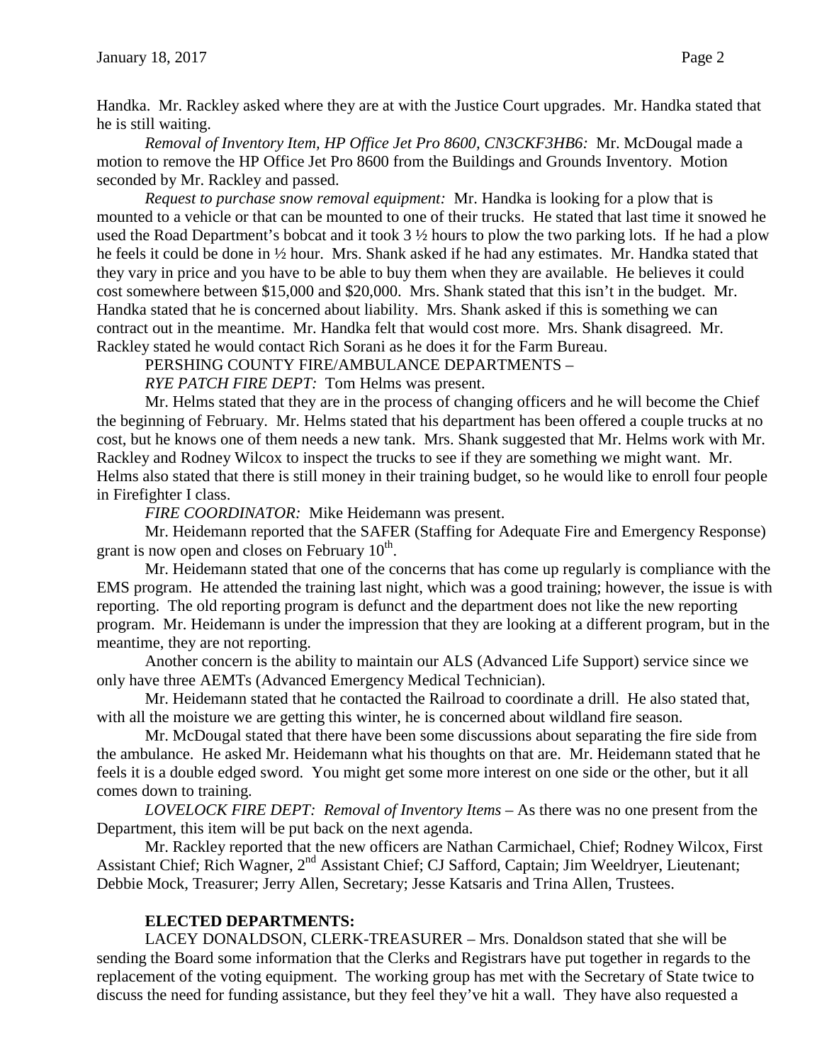Handka. Mr. Rackley asked where they are at with the Justice Court upgrades. Mr. Handka stated that he is still waiting.

*Removal of Inventory Item, HP Office Jet Pro 8600, CN3CKF3HB6:* Mr. McDougal made a motion to remove the HP Office Jet Pro 8600 from the Buildings and Grounds Inventory. Motion seconded by Mr. Rackley and passed.

*Request to purchase snow removal equipment:* Mr. Handka is looking for a plow that is mounted to a vehicle or that can be mounted to one of their trucks. He stated that last time it snowed he used the Road Department's bobcat and it took 3 ½ hours to plow the two parking lots. If he had a plow he feels it could be done in ½ hour. Mrs. Shank asked if he had any estimates. Mr. Handka stated that they vary in price and you have to be able to buy them when they are available. He believes it could cost somewhere between $15,000 and $20,000. Mrs. Shank stated that this isn't in the budget. Mr. Handka stated that he is concerned about liability. Mrs. Shank asked if this is something we can contract out in the meantime. Mr. Handka felt that would cost more. Mrs. Shank disagreed. Mr. Rackley stated he would contact Rich Sorani as he does it for the Farm Bureau.

PERSHING COUNTY FIRE/AMBULANCE DEPARTMENTS –

*RYE PATCH FIRE DEPT:* Tom Helms was present.

Mr. Helms stated that they are in the process of changing officers and he will become the Chief the beginning of February. Mr. Helms stated that his department has been offered a couple trucks at no cost, but he knows one of them needs a new tank. Mrs. Shank suggested that Mr. Helms work with Mr. Rackley and Rodney Wilcox to inspect the trucks to see if they are something we might want. Mr. Helms also stated that there is still money in their training budget, so he would like to enroll four people in Firefighter I class.

*FIRE COORDINATOR:* Mike Heidemann was present.

Mr. Heidemann reported that the SAFER (Staffing for Adequate Fire and Emergency Response) grant is now open and closes on February 10th.

Mr. Heidemann stated that one of the concerns that has come up regularly is compliance with the EMS program. He attended the training last night, which was a good training; however, the issue is with reporting. The old reporting program is defunct and the department does not like the new reporting program. Mr. Heidemann is under the impression that they are looking at a different program, but in the meantime, they are not reporting.

Another concern is the ability to maintain our ALS (Advanced Life Support) service since we only have three AEMTs (Advanced Emergency Medical Technician).

Mr. Heidemann stated that he contacted the Railroad to coordinate a drill. He also stated that, with all the moisture we are getting this winter, he is concerned about wildland fire season.

Mr. McDougal stated that there have been some discussions about separating the fire side from the ambulance. He asked Mr. Heidemann what his thoughts on that are. Mr. Heidemann stated that he feels it is a double edged sword. You might get some more interest on one side or the other, but it all comes down to training.

*LOVELOCK FIRE DEPT: Removal of Inventory Items* – As there was no one present from the Department, this item will be put back on the next agenda.

Mr. Rackley reported that the new officers are Nathan Carmichael, Chief; Rodney Wilcox, First Assistant Chief; Rich Wagner, 2nd Assistant Chief; CJ Safford, Captain; Jim Weeldryer, Lieutenant; Debbie Mock, Treasurer; Jerry Allen, Secretary; Jesse Katsaris and Trina Allen, Trustees.

**ELECTED DEPARTMENTS:**

LACEY DONALDSON, CLERK-TREASURER – Mrs. Donaldson stated that she will be sending the Board some information that the Clerks and Registrars have put together in regards to the replacement of the voting equipment. The working group has met with the Secretary of State twice to discuss the need for funding assistance, but they feel they've hit a wall. They have also requested a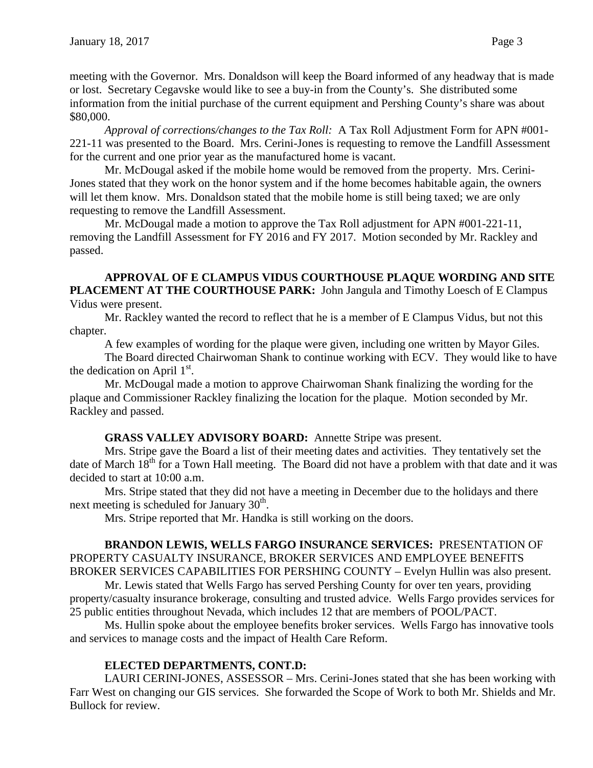meeting with the Governor. Mrs. Donaldson will keep the Board informed of any headway that is made or lost. Secretary Cegavske would like to see a buy-in from the County's. She distributed some information from the initial purchase of the current equipment and Pershing County's share was about $80,000.

*Approval of corrections/changes to the Tax Roll:* A Tax Roll Adjustment Form for APN #001-221-11 was presented to the Board. Mrs. Cerini-Jones is requesting to remove the Landfill Assessment for the current and one prior year as the manufactured home is vacant.

Mr. McDougal asked if the mobile home would be removed from the property. Mrs. Cerini-Jones stated that they work on the honor system and if the home becomes habitable again, the owners will let them know. Mrs. Donaldson stated that the mobile home is still being taxed; we are only requesting to remove the Landfill Assessment.

Mr. McDougal made a motion to approve the Tax Roll adjustment for APN #001-221-11, removing the Landfill Assessment for FY 2016 and FY 2017. Motion seconded by Mr. Rackley and passed.

**APPROVAL OF E CLAMPUS VIDUS COURTHOUSE PLAQUE WORDING AND SITE PLACEMENT AT THE COURTHOUSE PARK:** John Jangula and Timothy Loesch of E Clampus Vidus were present.

Mr. Rackley wanted the record to reflect that he is a member of E Clampus Vidus, but not this chapter.

A few examples of wording for the plaque were given, including one written by Mayor Giles.

The Board directed Chairwoman Shank to continue working with ECV. They would like to have the dedication on April 1st.

Mr. McDougal made a motion to approve Chairwoman Shank finalizing the wording for the plaque and Commissioner Rackley finalizing the location for the plaque. Motion seconded by Mr. Rackley and passed.

**GRASS VALLEY ADVISORY BOARD:** Annette Stripe was present.

Mrs. Stripe gave the Board a list of their meeting dates and activities. They tentatively set the date of March 18th for a Town Hall meeting. The Board did not have a problem with that date and it was decided to start at 10:00 a.m.

Mrs. Stripe stated that they did not have a meeting in December due to the holidays and there next meeting is scheduled for January 30th.

Mrs. Stripe reported that Mr. Handka is still working on the doors.

**BRANDON LEWIS, WELLS FARGO INSURANCE SERVICES:** PRESENTATION OF PROPERTY CASUALTY INSURANCE, BROKER SERVICES AND EMPLOYEE BENEFITS BROKER SERVICES CAPABILITIES FOR PERSHING COUNTY – Evelyn Hullin was also present.

Mr. Lewis stated that Wells Fargo has served Pershing County for over ten years, providing property/casualty insurance brokerage, consulting and trusted advice. Wells Fargo provides services for 25 public entities throughout Nevada, which includes 12 that are members of POOL/PACT.

Ms. Hullin spoke about the employee benefits broker services. Wells Fargo has innovative tools and services to manage costs and the impact of Health Care Reform.

**ELECTED DEPARTMENTS, CONT.D:**

LAURI CERINI-JONES, ASSESSOR – Mrs. Cerini-Jones stated that she has been working with Farr West on changing our GIS services. She forwarded the Scope of Work to both Mr. Shields and Mr. Bullock for review.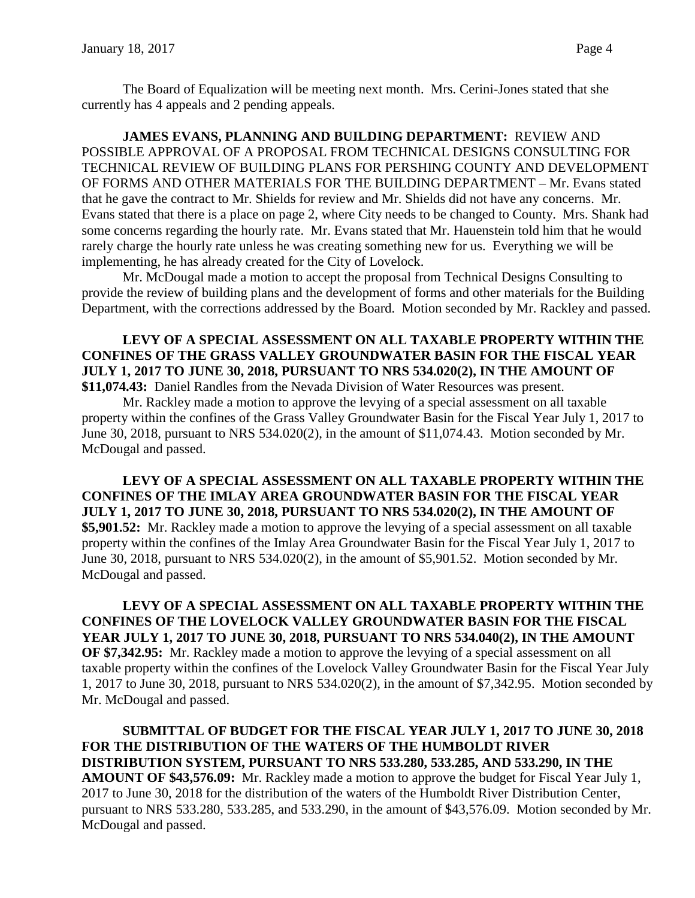The Board of Equalization will be meeting next month. Mrs. Cerini-Jones stated that she currently has 4 appeals and 2 pending appeals.

**JAMES EVANS, PLANNING AND BUILDING DEPARTMENT:** REVIEW AND POSSIBLE APPROVAL OF A PROPOSAL FROM TECHNICAL DESIGNS CONSULTING FOR TECHNICAL REVIEW OF BUILDING PLANS FOR PERSHING COUNTY AND DEVELOPMENT OF FORMS AND OTHER MATERIALS FOR THE BUILDING DEPARTMENT – Mr. Evans stated that he gave the contract to Mr. Shields for review and Mr. Shields did not have any concerns. Mr. Evans stated that there is a place on page 2, where City needs to be changed to County. Mrs. Shank had some concerns regarding the hourly rate. Mr. Evans stated that Mr. Hauenstein told him that he would rarely charge the hourly rate unless he was creating something new for us. Everything we will be implementing, he has already created for the City of Lovelock.

Mr. McDougal made a motion to accept the proposal from Technical Designs Consulting to provide the review of building plans and the development of forms and other materials for the Building Department, with the corrections addressed by the Board. Motion seconded by Mr. Rackley and passed.

**LEVY OF A SPECIAL ASSESSMENT ON ALL TAXABLE PROPERTY WITHIN THE CONFINES OF THE GRASS VALLEY GROUNDWATER BASIN FOR THE FISCAL YEAR JULY 1, 2017 TO JUNE 30, 2018, PURSUANT TO NRS 534.020(2), IN THE AMOUNT OF $11,074.43:** Daniel Randles from the Nevada Division of Water Resources was present.

Mr. Rackley made a motion to approve the levying of a special assessment on all taxable property within the confines of the Grass Valley Groundwater Basin for the Fiscal Year July 1, 2017 to June 30, 2018, pursuant to NRS 534.020(2), in the amount of $11,074.43. Motion seconded by Mr. McDougal and passed.

**LEVY OF A SPECIAL ASSESSMENT ON ALL TAXABLE PROPERTY WITHIN THE CONFINES OF THE IMLAY AREA GROUNDWATER BASIN FOR THE FISCAL YEAR JULY 1, 2017 TO JUNE 30, 2018, PURSUANT TO NRS 534.020(2), IN THE AMOUNT OF $5,901.52:** Mr. Rackley made a motion to approve the levying of a special assessment on all taxable property within the confines of the Imlay Area Groundwater Basin for the Fiscal Year July 1, 2017 to June 30, 2018, pursuant to NRS 534.020(2), in the amount of $5,901.52. Motion seconded by Mr. McDougal and passed.

**LEVY OF A SPECIAL ASSESSMENT ON ALL TAXABLE PROPERTY WITHIN THE CONFINES OF THE LOVELOCK VALLEY GROUNDWATER BASIN FOR THE FISCAL YEAR JULY 1, 2017 TO JUNE 30, 2018, PURSUANT TO NRS 534.040(2), IN THE AMOUNT OF $7,342.95:** Mr. Rackley made a motion to approve the levying of a special assessment on all taxable property within the confines of the Lovelock Valley Groundwater Basin for the Fiscal Year July 1, 2017 to June 30, 2018, pursuant to NRS 534.020(2), in the amount of $7,342.95. Motion seconded by Mr. McDougal and passed.

**SUBMITTAL OF BUDGET FOR THE FISCAL YEAR JULY 1, 2017 TO JUNE 30, 2018 FOR THE DISTRIBUTION OF THE WATERS OF THE HUMBOLDT RIVER DISTRIBUTION SYSTEM, PURSUANT TO NRS 533.280, 533.285, AND 533.290, IN THE AMOUNT OF $43,576.09:** Mr. Rackley made a motion to approve the budget for Fiscal Year July 1, 2017 to June 30, 2018 for the distribution of the waters of the Humboldt River Distribution Center, pursuant to NRS 533.280, 533.285, and 533.290, in the amount of $43,576.09. Motion seconded by Mr. McDougal and passed.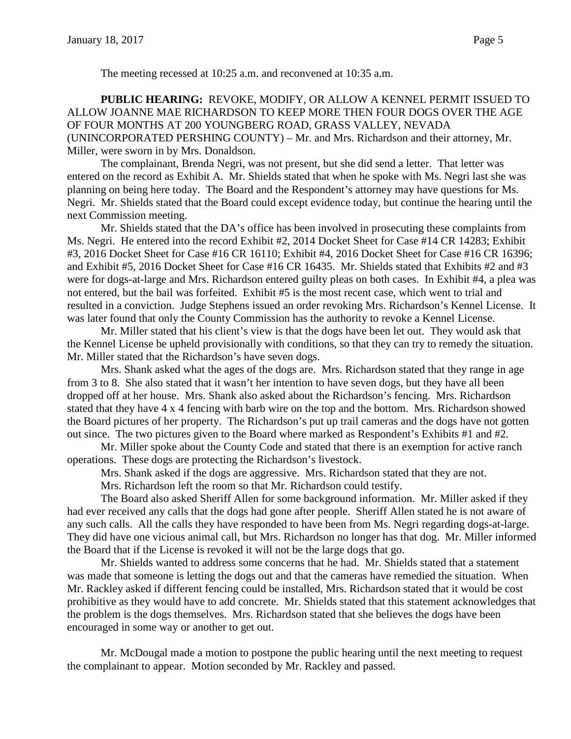The meeting recessed at 10:25 a.m. and reconvened at 10:35 a.m.

**PUBLIC HEARING:** REVOKE, MODIFY, OR ALLOW A KENNEL PERMIT ISSUED TO ALLOW JOANNE MAE RICHARDSON TO KEEP MORE THEN FOUR DOGS OVER THE AGE OF FOUR MONTHS AT 200 YOUNGBERG ROAD, GRASS VALLEY, NEVADA (UNINCORPORATED PERSHING COUNTY) – Mr. and Mrs. Richardson and their attorney, Mr. Miller, were sworn in by Mrs. Donaldson.

The complainant, Brenda Negri, was not present, but she did send a letter. That letter was entered on the record as Exhibit A. Mr. Shields stated that when he spoke with Ms. Negri last she was planning on being here today. The Board and the Respondent's attorney may have questions for Ms. Negri. Mr. Shields stated that the Board could except evidence today, but continue the hearing until the next Commission meeting.

Mr. Shields stated that the DA's office has been involved in prosecuting these complaints from Ms. Negri. He entered into the record Exhibit #2, 2014 Docket Sheet for Case #14 CR 14283; Exhibit #3, 2016 Docket Sheet for Case #16 CR 16110; Exhibit #4, 2016 Docket Sheet for Case #16 CR 16396; and Exhibit #5, 2016 Docket Sheet for Case #16 CR 16435. Mr. Shields stated that Exhibits #2 and #3 were for dogs-at-large and Mrs. Richardson entered guilty pleas on both cases. In Exhibit #4, a plea was not entered, but the bail was forfeited. Exhibit #5 is the most recent case, which went to trial and resulted in a conviction. Judge Stephens issued an order revoking Mrs. Richardson's Kennel License. It was later found that only the County Commission has the authority to revoke a Kennel License.

Mr. Miller stated that his client's view is that the dogs have been let out. They would ask that the Kennel License be upheld provisionally with conditions, so that they can try to remedy the situation. Mr. Miller stated that the Richardson's have seven dogs.

Mrs. Shank asked what the ages of the dogs are. Mrs. Richardson stated that they range in age from 3 to 8. She also stated that it wasn't her intention to have seven dogs, but they have all been dropped off at her house. Mrs. Shank also asked about the Richardson's fencing. Mrs. Richardson stated that they have 4 x 4 fencing with barb wire on the top and the bottom. Mrs. Richardson showed the Board pictures of her property. The Richardson's put up trail cameras and the dogs have not gotten out since. The two pictures given to the Board where marked as Respondent's Exhibits #1 and #2.

Mr. Miller spoke about the County Code and stated that there is an exemption for active ranch operations. These dogs are protecting the Richardson's livestock.

Mrs. Shank asked if the dogs are aggressive. Mrs. Richardson stated that they are not.

Mrs. Richardson left the room so that Mr. Richardson could testify.

The Board also asked Sheriff Allen for some background information. Mr. Miller asked if they had ever received any calls that the dogs had gone after people. Sheriff Allen stated he is not aware of any such calls. All the calls they have responded to have been from Ms. Negri regarding dogs-at-large. They did have one vicious animal call, but Mrs. Richardson no longer has that dog. Mr. Miller informed the Board that if the License is revoked it will not be the large dogs that go.

Mr. Shields wanted to address some concerns that he had. Mr. Shields stated that a statement was made that someone is letting the dogs out and that the cameras have remedied the situation. When Mr. Rackley asked if different fencing could be installed, Mrs. Richardson stated that it would be cost prohibitive as they would have to add concrete. Mr. Shields stated that this statement acknowledges that the problem is the dogs themselves. Mrs. Richardson stated that she believes the dogs have been encouraged in some way or another to get out.

Mr. McDougal made a motion to postpone the public hearing until the next meeting to request the complainant to appear. Motion seconded by Mr. Rackley and passed.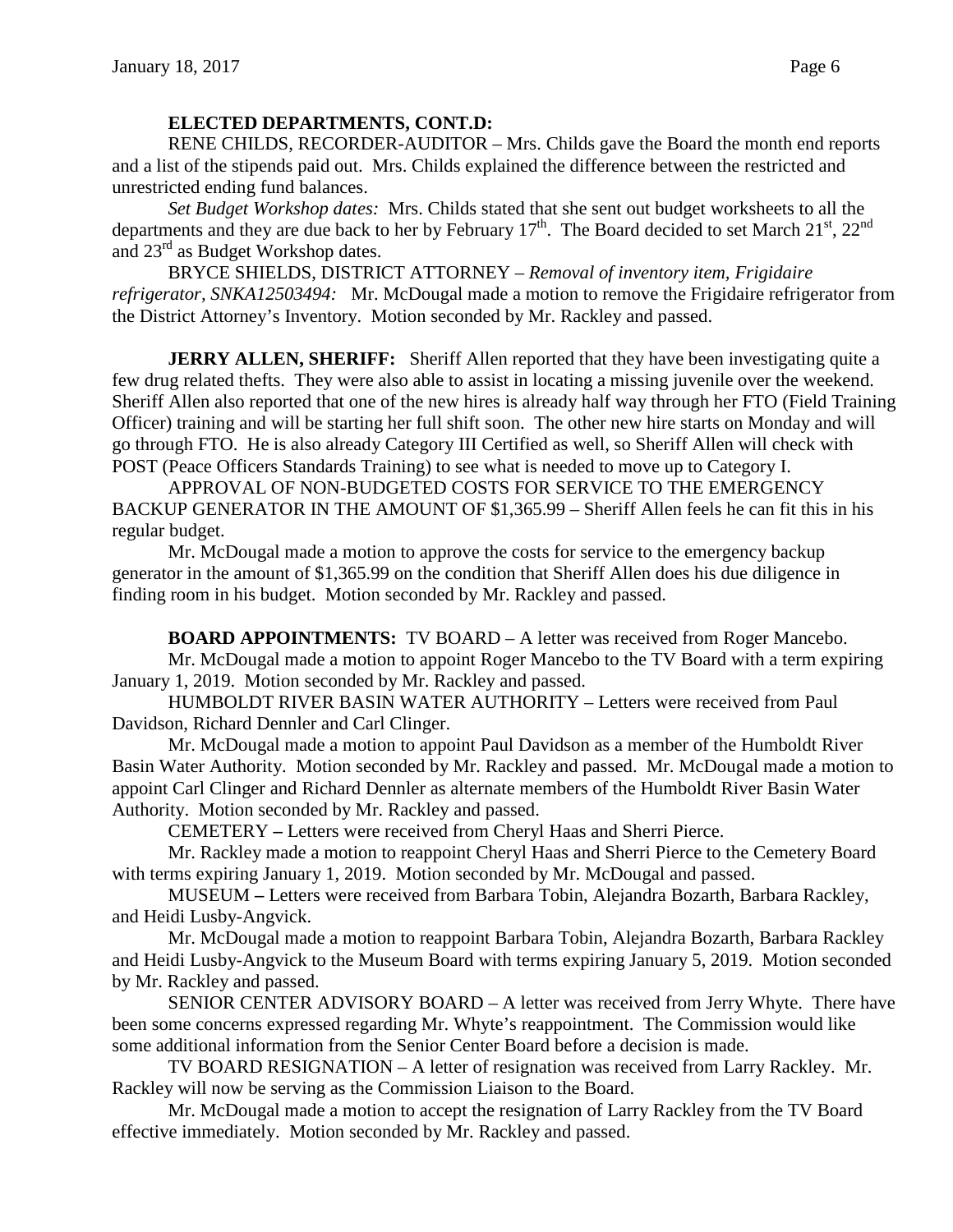**ELECTED DEPARTMENTS, CONT.D:**

RENE CHILDS, RECORDER-AUDITOR – Mrs. Childs gave the Board the month end reports and a list of the stipends paid out. Mrs. Childs explained the difference between the restricted and unrestricted ending fund balances.

*Set Budget Workshop dates:* Mrs. Childs stated that she sent out budget worksheets to all the departments and they are due back to her by February 17th. The Board decided to set March 21st, 22nd and 23rd as Budget Workshop dates.

BRYCE SHIELDS, DISTRICT ATTORNEY – *Removal of inventory item, Frigidaire refrigerator, SNKA12503494:* Mr. McDougal made a motion to remove the Frigidaire refrigerator from the District Attorney's Inventory. Motion seconded by Mr. Rackley and passed.

**JERRY ALLEN, SHERIFF:** Sheriff Allen reported that they have been investigating quite a few drug related thefts. They were also able to assist in locating a missing juvenile over the weekend. Sheriff Allen also reported that one of the new hires is already half way through her FTO (Field Training Officer) training and will be starting her full shift soon. The other new hire starts on Monday and will go through FTO. He is also already Category III Certified as well, so Sheriff Allen will check with POST (Peace Officers Standards Training) to see what is needed to move up to Category I.

APPROVAL OF NON-BUDGETED COSTS FOR SERVICE TO THE EMERGENCY BACKUP GENERATOR IN THE AMOUNT OF $1,365.99 – Sheriff Allen feels he can fit this in his regular budget.

Mr. McDougal made a motion to approve the costs for service to the emergency backup generator in the amount of $1,365.99 on the condition that Sheriff Allen does his due diligence in finding room in his budget. Motion seconded by Mr. Rackley and passed.

**BOARD APPOINTMENTS:** TV BOARD – A letter was received from Roger Mancebo.

Mr. McDougal made a motion to appoint Roger Mancebo to the TV Board with a term expiring January 1, 2019. Motion seconded by Mr. Rackley and passed.

HUMBOLDT RIVER BASIN WATER AUTHORITY – Letters were received from Paul Davidson, Richard Dennler and Carl Clinger.

Mr. McDougal made a motion to appoint Paul Davidson as a member of the Humboldt River Basin Water Authority. Motion seconded by Mr. Rackley and passed. Mr. McDougal made a motion to appoint Carl Clinger and Richard Dennler as alternate members of the Humboldt River Basin Water Authority. Motion seconded by Mr. Rackley and passed.

CEMETERY – Letters were received from Cheryl Haas and Sherri Pierce.

Mr. Rackley made a motion to reappoint Cheryl Haas and Sherri Pierce to the Cemetery Board with terms expiring January 1, 2019. Motion seconded by Mr. McDougal and passed.

MUSEUM – Letters were received from Barbara Tobin, Alejandra Bozarth, Barbara Rackley, and Heidi Lusby-Angvick.

Mr. McDougal made a motion to reappoint Barbara Tobin, Alejandra Bozarth, Barbara Rackley and Heidi Lusby-Angvick to the Museum Board with terms expiring January 5, 2019. Motion seconded by Mr. Rackley and passed.

SENIOR CENTER ADVISORY BOARD – A letter was received from Jerry Whyte. There have been some concerns expressed regarding Mr. Whyte's reappointment. The Commission would like some additional information from the Senior Center Board before a decision is made.

TV BOARD RESIGNATION – A letter of resignation was received from Larry Rackley. Mr. Rackley will now be serving as the Commission Liaison to the Board.

Mr. McDougal made a motion to accept the resignation of Larry Rackley from the TV Board effective immediately. Motion seconded by Mr. Rackley and passed.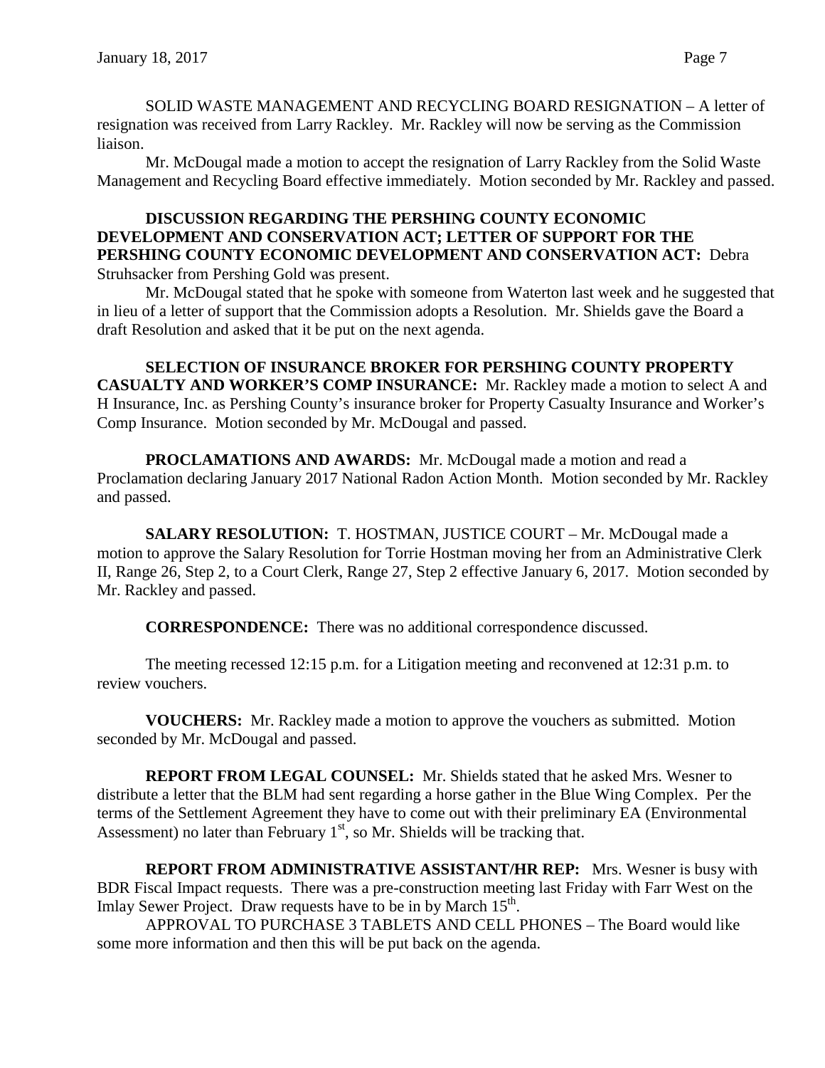SOLID WASTE MANAGEMENT AND RECYCLING BOARD RESIGNATION – A letter of resignation was received from Larry Rackley. Mr. Rackley will now be serving as the Commission liaison.

Mr. McDougal made a motion to accept the resignation of Larry Rackley from the Solid Waste Management and Recycling Board effective immediately. Motion seconded by Mr. Rackley and passed.

**DISCUSSION REGARDING THE PERSHING COUNTY ECONOMIC DEVELOPMENT AND CONSERVATION ACT; LETTER OF SUPPORT FOR THE PERSHING COUNTY ECONOMIC DEVELOPMENT AND CONSERVATION ACT:** Debra Struhsacker from Pershing Gold was present.

Mr. McDougal stated that he spoke with someone from Waterton last week and he suggested that in lieu of a letter of support that the Commission adopts a Resolution. Mr. Shields gave the Board a draft Resolution and asked that it be put on the next agenda.

**SELECTION OF INSURANCE BROKER FOR PERSHING COUNTY PROPERTY CASUALTY AND WORKER'S COMP INSURANCE:** Mr. Rackley made a motion to select A and H Insurance, Inc. as Pershing County's insurance broker for Property Casualty Insurance and Worker's Comp Insurance. Motion seconded by Mr. McDougal and passed.

**PROCLAMATIONS AND AWARDS:** Mr. McDougal made a motion and read a Proclamation declaring January 2017 National Radon Action Month. Motion seconded by Mr. Rackley and passed.

**SALARY RESOLUTION:** T. HOSTMAN, JUSTICE COURT – Mr. McDougal made a motion to approve the Salary Resolution for Torrie Hostman moving her from an Administrative Clerk II, Range 26, Step 2, to a Court Clerk, Range 27, Step 2 effective January 6, 2017. Motion seconded by Mr. Rackley and passed.

**CORRESPONDENCE:** There was no additional correspondence discussed.

The meeting recessed 12:15 p.m. for a Litigation meeting and reconvened at 12:31 p.m. to review vouchers.

**VOUCHERS:** Mr. Rackley made a motion to approve the vouchers as submitted. Motion seconded by Mr. McDougal and passed.

**REPORT FROM LEGAL COUNSEL:** Mr. Shields stated that he asked Mrs. Wesner to distribute a letter that the BLM had sent regarding a horse gather in the Blue Wing Complex. Per the terms of the Settlement Agreement they have to come out with their preliminary EA (Environmental Assessment) no later than February 1st, so Mr. Shields will be tracking that.

**REPORT FROM ADMINISTRATIVE ASSISTANT/HR REP:** Mrs. Wesner is busy with BDR Fiscal Impact requests. There was a pre-construction meeting last Friday with Farr West on the Imlay Sewer Project. Draw requests have to be in by March 15th.

APPROVAL TO PURCHASE 3 TABLETS AND CELL PHONES – The Board would like some more information and then this will be put back on the agenda.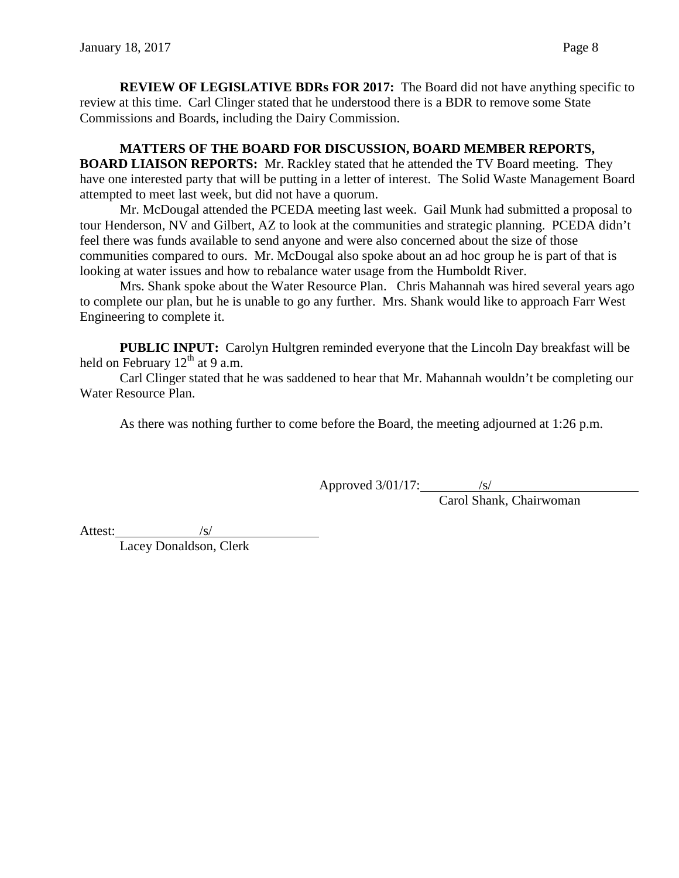**REVIEW OF LEGISLATIVE BDRs FOR 2017:** The Board did not have anything specific to review at this time. Carl Clinger stated that he understood there is a BDR to remove some State Commissions and Boards, including the Dairy Commission.

**MATTERS OF THE BOARD FOR DISCUSSION, BOARD MEMBER REPORTS, BOARD LIAISON REPORTS:** Mr. Rackley stated that he attended the TV Board meeting. They have one interested party that will be putting in a letter of interest. The Solid Waste Management Board attempted to meet last week, but did not have a quorum.

Mr. McDougal attended the PCEDA meeting last week. Gail Munk had submitted a proposal to tour Henderson, NV and Gilbert, AZ to look at the communities and strategic planning. PCEDA didn't feel there was funds available to send anyone and were also concerned about the size of those communities compared to ours. Mr. McDougal also spoke about an ad hoc group he is part of that is looking at water issues and how to rebalance water usage from the Humboldt River.

Mrs. Shank spoke about the Water Resource Plan. Chris Mahannah was hired several years ago to complete our plan, but he is unable to go any further. Mrs. Shank would like to approach Farr West Engineering to complete it.

**PUBLIC INPUT:** Carolyn Hultgren reminded everyone that the Lincoln Day breakfast will be held on February 12th at 9 a.m.

Carl Clinger stated that he was saddened to hear that Mr. Mahannah wouldn't be completing our Water Resource Plan.

As there was nothing further to come before the Board, the meeting adjourned at 1:26 p.m.

Approved 3/01/17: /s/
Carol Shank, Chairwoman

Attest: /s/
Lacey Donaldson, Clerk